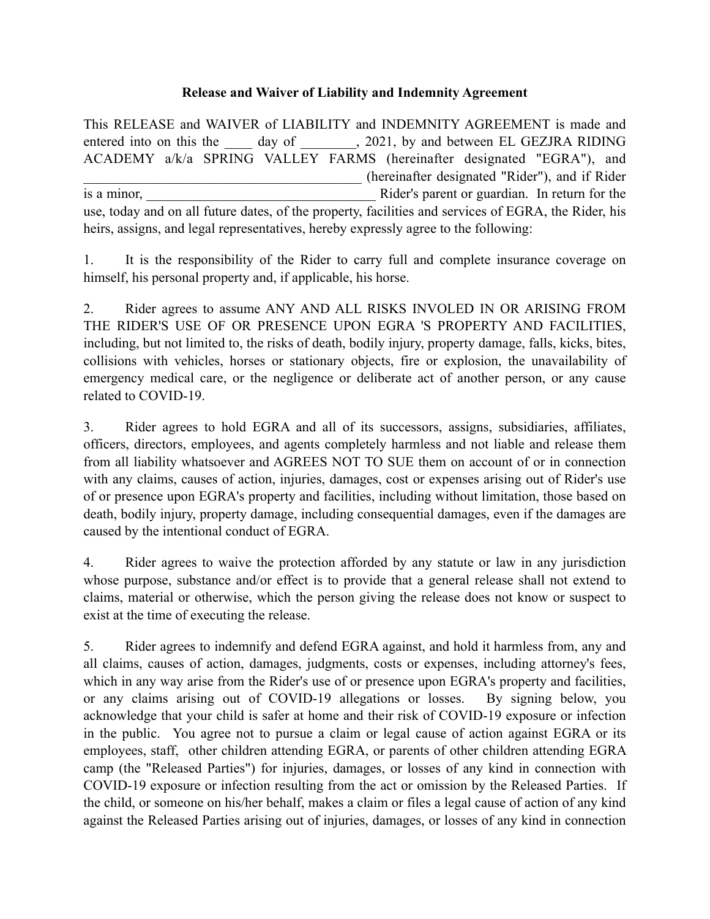**Release and Waiver of Liability and Indemnity Agreement**

This RELEASE and WAIVER of LIABILITY and INDEMNITY AGREEMENT is made and entered into on this the ____ day of ________, 2021, by and between EL GEZJRA RIDING ACADEMY a/k/a SPRING VALLEY FARMS (hereinafter designated "EGRA"), and ________________________________________ (hereinafter designated "Rider"), and if Rider is a minor, __________________________________ Rider's parent or guardian. In return for the use, today and on all future dates, of the property, facilities and services of EGRA, the Rider, his heirs, assigns, and legal representatives, hereby expressly agree to the following:

1. It is the responsibility of the Rider to carry full and complete insurance coverage on himself, his personal property and, if applicable, his horse.

2. Rider agrees to assume ANY AND ALL RISKS INVOLED IN OR ARISING FROM THE RIDER'S USE OF OR PRESENCE UPON EGRA 'S PROPERTY AND FACILITIES, including, but not limited to, the risks of death, bodily injury, property damage, falls, kicks, bites, collisions with vehicles, horses or stationary objects, fire or explosion, the unavailability of emergency medical care, or the negligence or deliberate act of another person, or any cause related to COVID-19.

3. Rider agrees to hold EGRA and all of its successors, assigns, subsidiaries, affiliates, officers, directors, employees, and agents completely harmless and not liable and release them from all liability whatsoever and AGREES NOT TO SUE them on account of or in connection with any claims, causes of action, injuries, damages, cost or expenses arising out of Rider's use of or presence upon EGRA's property and facilities, including without limitation, those based on death, bodily injury, property damage, including consequential damages, even if the damages are caused by the intentional conduct of EGRA.

4. Rider agrees to waive the protection afforded by any statute or law in any jurisdiction whose purpose, substance and/or effect is to provide that a general release shall not extend to claims, material or otherwise, which the person giving the release does not know or suspect to exist at the time of executing the release.

5. Rider agrees to indemnify and defend EGRA against, and hold it harmless from, any and all claims, causes of action, damages, judgments, costs or expenses, including attorney's fees, which in any way arise from the Rider's use of or presence upon EGRA's property and facilities, or any claims arising out of COVID-19 allegations or losses. By signing below, you acknowledge that your child is safer at home and their risk of COVID-19 exposure or infection in the public. You agree not to pursue a claim or legal cause of action against EGRA or its employees, staff, other children attending EGRA, or parents of other children attending EGRA camp (the "Released Parties") for injuries, damages, or losses of any kind in connection with COVID-19 exposure or infection resulting from the act or omission by the Released Parties. If the child, or someone on his/her behalf, makes a claim or files a legal cause of action of any kind against the Released Parties arising out of injuries, damages, or losses of any kind in connection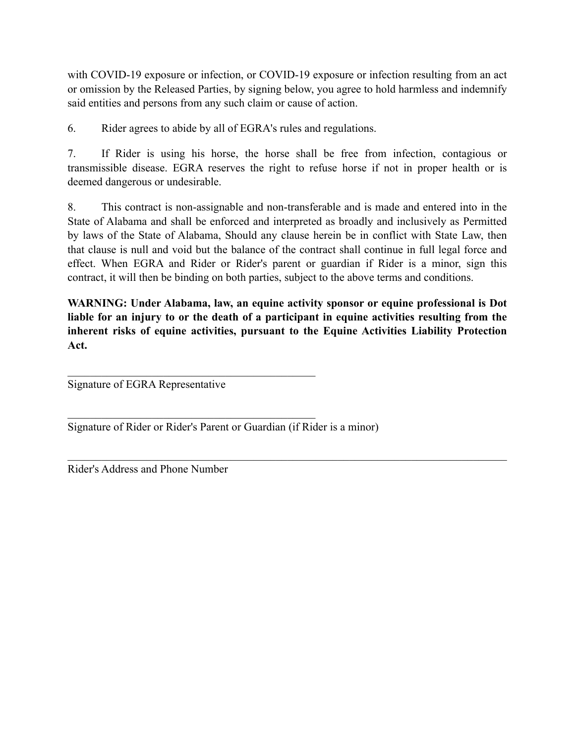with COVID-19 exposure or infection, or COVID-19 exposure or infection resulting from an act or omission by the Released Parties, by signing below, you agree to hold harmless and indemnify said entities and persons from any such claim or cause of action.

6. Rider agrees to abide by all of EGRA's rules and regulations.

7. If Rider is using his horse, the horse shall be free from infection, contagious or transmissible disease. EGRA reserves the right to refuse horse if not in proper health or is deemed dangerous or undesirable.

8. This contract is non-assignable and non-transferable and is made and entered into in the State of Alabama and shall be enforced and interpreted as broadly and inclusively as Permitted by laws of the State of Alabama, Should any clause herein be in conflict with State Law, then that clause is null and void but the balance of the contract shall continue in full legal force and effect. When EGRA and Rider or Rider's parent or guardian if Rider is a minor, sign this contract, it will then be binding on both parties, subject to the above terms and conditions.

**WARNING: Under Alabama, law, an equine activity sponsor or equine professional is Dot liable for an injury to or the death of a participant in equine activities resulting from the inherent risks of equine activities, pursuant to the Equine Activities Liability Protection Act.**

_______________________________________________
Signature of EGRA Representative

_______________________________________________
Signature of Rider or Rider's Parent or Guardian (if Rider is a minor)

_________________________________________________________________________________
Rider's Address and Phone Number